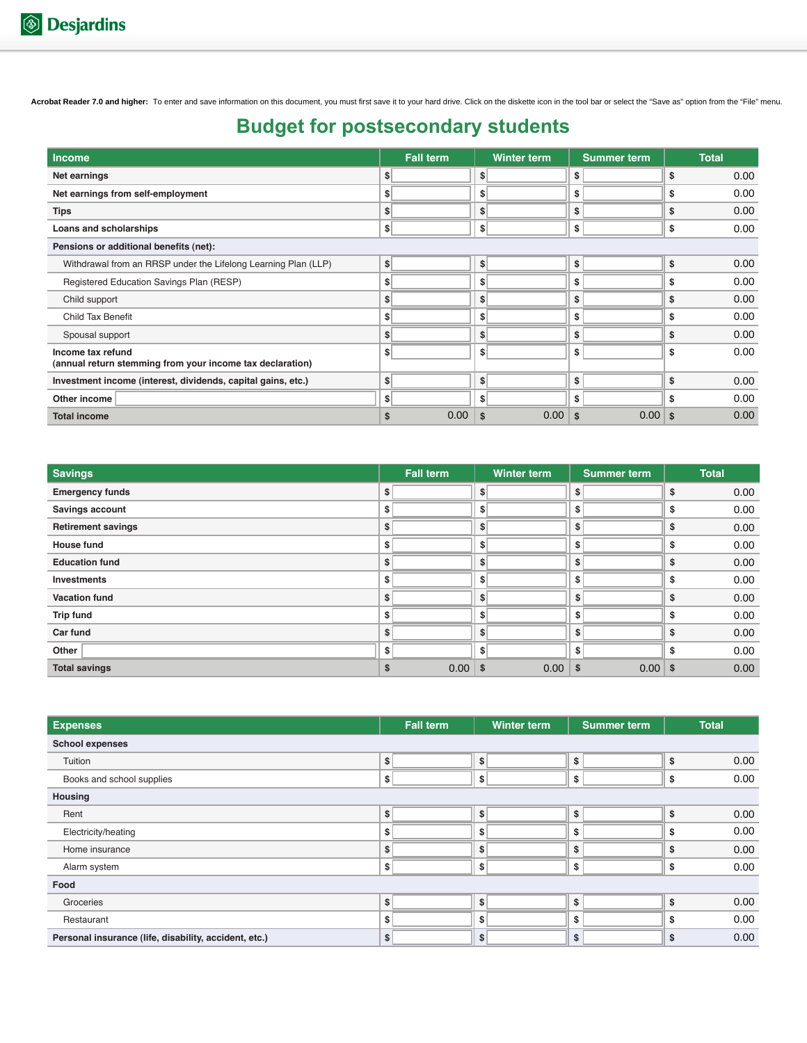Desjardins

**Acrobat Reader 7.0 and higher:** To enter and save information on this document, you must first save it to your hard drive. Click on the diskette icon in the tool bar or select the "Save as" option from the "File" menu.

# Budget for postsecondary students

| Income | Fall term | Winter term | Summer term | Total |
|---|---|---|---|---|
| **Net earnings** | $ | $ | $ | $ 0.00 |
| **Net earnings from self-employment** | $ | $ | $ | $ 0.00 |
| **Tips** | $ | $ | $ | $ 0.00 |
| **Loans and scholarships** | $ | $ | $ | $ 0.00 |
| **Pensions or additional benefits (net):** | | | | |
| Withdrawal from an RRSP under the Lifelong Learning Plan (LLP) | $ | $ | $ | $ 0.00 |
| Registered Education Savings Plan (RESP) | $ | $ | $ | $ 0.00 |
| Child support | $ | $ | $ | $ 0.00 |
| Child Tax Benefit | $ | $ | $ | $ 0.00 |
| Spousal support | $ | $ | $ | $ 0.00 |
| **Income tax refund (annual return stemming from your income tax declaration)** | $ | $ | $ | $ 0.00 |
| **Investment income (interest, dividends, capital gains, etc.)** | $ | $ | $ | $ 0.00 |
| **Other income** | $ | $ | $ | $ 0.00 |
| **Total income** | $ 0.00 | $ 0.00 | $ 0.00 | $ 0.00 |

| Savings | Fall term | Winter term | Summer term | Total |
|---|---|---|---|---|
| **Emergency funds** | $ | $ | $ | $ 0.00 |
| **Savings account** | $ | $ | $ | $ 0.00 |
| **Retirement savings** | $ | $ | $ | $ 0.00 |
| **House fund** | $ | $ | $ | $ 0.00 |
| **Education fund** | $ | $ | $ | $ 0.00 |
| **Investments** | $ | $ | $ | $ 0.00 |
| **Vacation fund** | $ | $ | $ | $ 0.00 |
| **Trip fund** | $ | $ | $ | $ 0.00 |
| **Car fund** | $ | $ | $ | $ 0.00 |
| **Other** | $ | $ | $ | $ 0.00 |
| **Total savings** | $ 0.00 | $ 0.00 | $ 0.00 | $ 0.00 |

| Expenses | Fall term | Winter term | Summer term | Total |
|---|---|---|---|---|
| **School expenses** | | | | |
| Tuition | $ | $ | $ | $ 0.00 |
| Books and school supplies | $ | $ | $ | $ 0.00 |
| **Housing** | | | | |
| Rent | $ | $ | $ | $ 0.00 |
| Electricity/heating | $ | $ | $ | $ 0.00 |
| Home insurance | $ | $ | $ | $ 0.00 |
| Alarm system | $ | $ | $ | $ 0.00 |
| **Food** | | | | |
| Groceries | $ | $ | $ | $ 0.00 |
| Restaurant | $ | $ | $ | $ 0.00 |
| **Personal insurance (life, disability, accident, etc.)** | $ | $ | $ | $ 0.00 |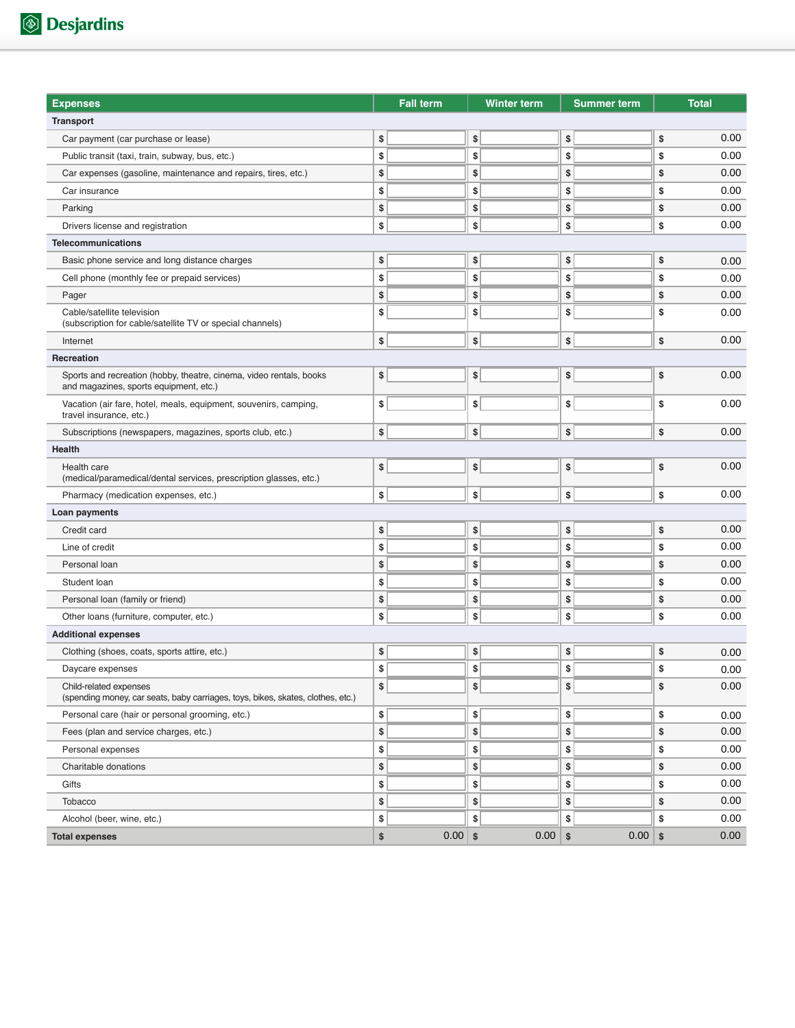Desjardins

| Expenses | Fall term | Winter term | Summer term | Total |
| --- | --- | --- | --- | --- |
| **Transport** | | | | |
| Car payment (car purchase or lease) | $ | $ | $ | $ 0.00 |
| Public transit (taxi, train, subway, bus, etc.) | $ | $ | $ | $ 0.00 |
| Car expenses (gasoline, maintenance and repairs, tires, etc.) | $ | $ | $ | $ 0.00 |
| Car insurance | $ | $ | $ | $ 0.00 |
| Parking | $ | $ | $ | $ 0.00 |
| Drivers license and registration | $ | $ | $ | $ 0.00 |
| **Telecommunications** | | | | |
| Basic phone service and long distance charges | $ | $ | $ | $ 0.00 |
| Cell phone (monthly fee or prepaid services) | $ | $ | $ | $ 0.00 |
| Pager | $ | $ | $ | $ 0.00 |
| Cable/satellite television (subscription for cable/satellite TV or special channels) | $ | $ | $ | $ 0.00 |
| Internet | $ | $ | $ | $ 0.00 |
| **Recreation** | | | | |
| Sports and recreation (hobby, theatre, cinema, video rentals, books and magazines, sports equipment, etc.) | $ | $ | $ | $ 0.00 |
| Vacation (air fare, hotel, meals, equipment, souvenirs, camping, travel insurance, etc.) | $ | $ | $ | $ 0.00 |
| Subscriptions (newspapers, magazines, sports club, etc.) | $ | $ | $ | $ 0.00 |
| **Health** | | | | |
| Health care (medical/paramedical/dental services, prescription glasses, etc.) | $ | $ | $ | $ 0.00 |
| Pharmacy (medication expenses, etc.) | $ | $ | $ | $ 0.00 |
| **Loan payments** | | | | |
| Credit card | $ | $ | $ | $ 0.00 |
| Line of credit | $ | $ | $ | $ 0.00 |
| Personal loan | $ | $ | $ | $ 0.00 |
| Student loan | $ | $ | $ | $ 0.00 |
| Personal loan (family or friend) | $ | $ | $ | $ 0.00 |
| Other loans (furniture, computer, etc.) | $ | $ | $ | $ 0.00 |
| **Additional expenses** | | | | |
| Clothing (shoes, coats, sports attire, etc.) | $ | $ | $ | $ 0.00 |
| Daycare expenses | $ | $ | $ | $ 0.00 |
| Child-related expenses (spending money, car seats, baby carriages, toys, bikes, skates, clothes, etc.) | $ | $ | $ | $ 0.00 |
| Personal care (hair or personal grooming, etc.) | $ | $ | $ | $ 0.00 |
| Fees (plan and service charges, etc.) | $ | $ | $ | $ 0.00 |
| Personal expenses | $ | $ | $ | $ 0.00 |
| Charitable donations | $ | $ | $ | $ 0.00 |
| Gifts | $ | $ | $ | $ 0.00 |
| Tobacco | $ | $ | $ | $ 0.00 |
| Alcohol (beer, wine, etc.) | $ | $ | $ | $ 0.00 |
| **Total expenses** | $ 0.00 | $ 0.00 | $ 0.00 | $ 0.00 |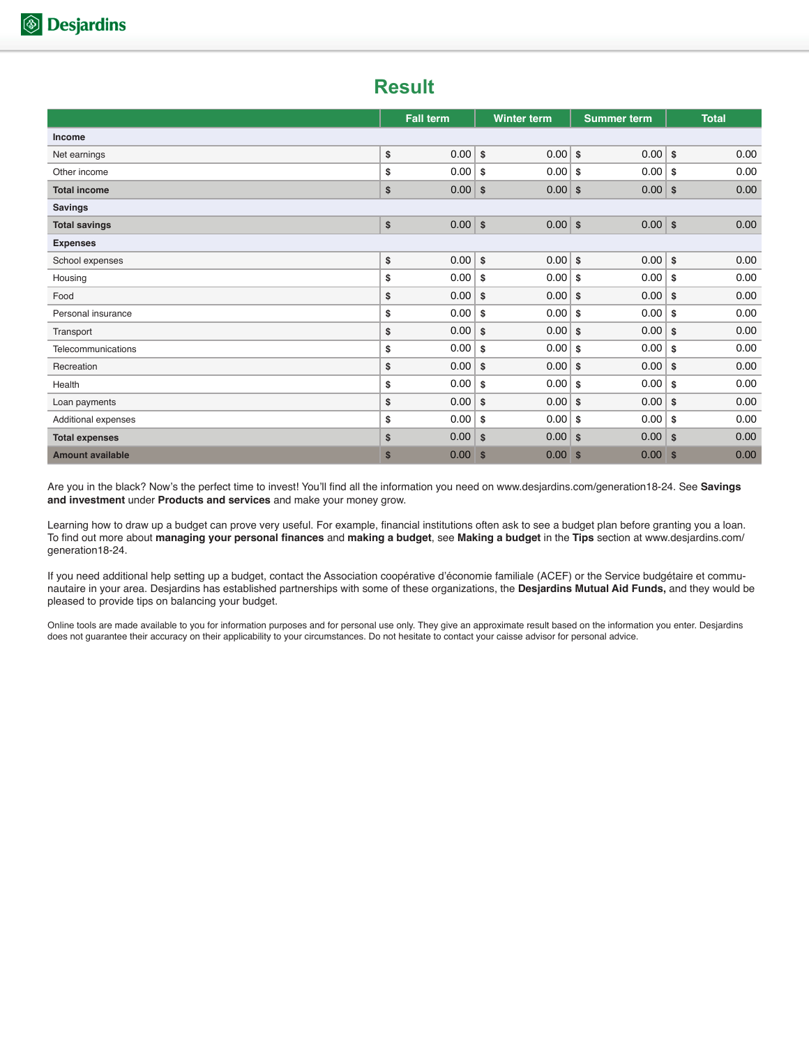## Result

| | Fall term | Winter term | Summer term | Total |
|---|---|---|---|---|
| **Income** | | | | |
| Net earnings | $ 0.00 | $ 0.00 | $ 0.00 | $ 0.00 |
| Other income | $ 0.00 | $ 0.00 | $ 0.00 | $ 0.00 |
| **Total income** | $ 0.00 | $ 0.00 | $ 0.00 | $ 0.00 |
| **Savings** | | | | |
| **Total savings** | $ 0.00 | $ 0.00 | $ 0.00 | $ 0.00 |
| **Expenses** | | | | |
| School expenses | $ 0.00 | $ 0.00 | $ 0.00 | $ 0.00 |
| Housing | $ 0.00 | $ 0.00 | $ 0.00 | $ 0.00 |
| Food | $ 0.00 | $ 0.00 | $ 0.00 | $ 0.00 |
| Personal insurance | $ 0.00 | $ 0.00 | $ 0.00 | $ 0.00 |
| Transport | $ 0.00 | $ 0.00 | $ 0.00 | $ 0.00 |
| Telecommunications | $ 0.00 | $ 0.00 | $ 0.00 | $ 0.00 |
| Recreation | $ 0.00 | $ 0.00 | $ 0.00 | $ 0.00 |
| Health | $ 0.00 | $ 0.00 | $ 0.00 | $ 0.00 |
| Loan payments | $ 0.00 | $ 0.00 | $ 0.00 | $ 0.00 |
| Additional expenses | $ 0.00 | $ 0.00 | $ 0.00 | $ 0.00 |
| **Total expenses** | $ 0.00 | $ 0.00 | $ 0.00 | $ 0.00 |
| **Amount available** | $ 0.00 | $ 0.00 | $ 0.00 | $ 0.00 |

Are you in the black? Now's the perfect time to invest! You'll find all the information you need on www.desjardins.com/generation18-24. See **Savings and investment** under **Products and services** and make your money grow.

Learning how to draw up a budget can prove very useful. For example, financial institutions often ask to see a budget plan before granting you a loan. To find out more about **managing your personal finances** and **making a budget**, see **Making a budget** in the **Tips** section at www.desjardins.com/generation18-24.

If you need additional help setting up a budget, contact the Association coopérative d'économie familiale (ACEF) or the Service budgétaire et communautaire in your area. Desjardins has established partnerships with some of these organizations, the **Desjardins Mutual Aid Funds,** and they would be pleased to provide tips on balancing your budget.

Online tools are made available to you for information purposes and for personal use only. They give an approximate result based on the information you enter. Desjardins does not guarantee their accuracy on their applicability to your circumstances. Do not hesitate to contact your caisse advisor for personal advice.